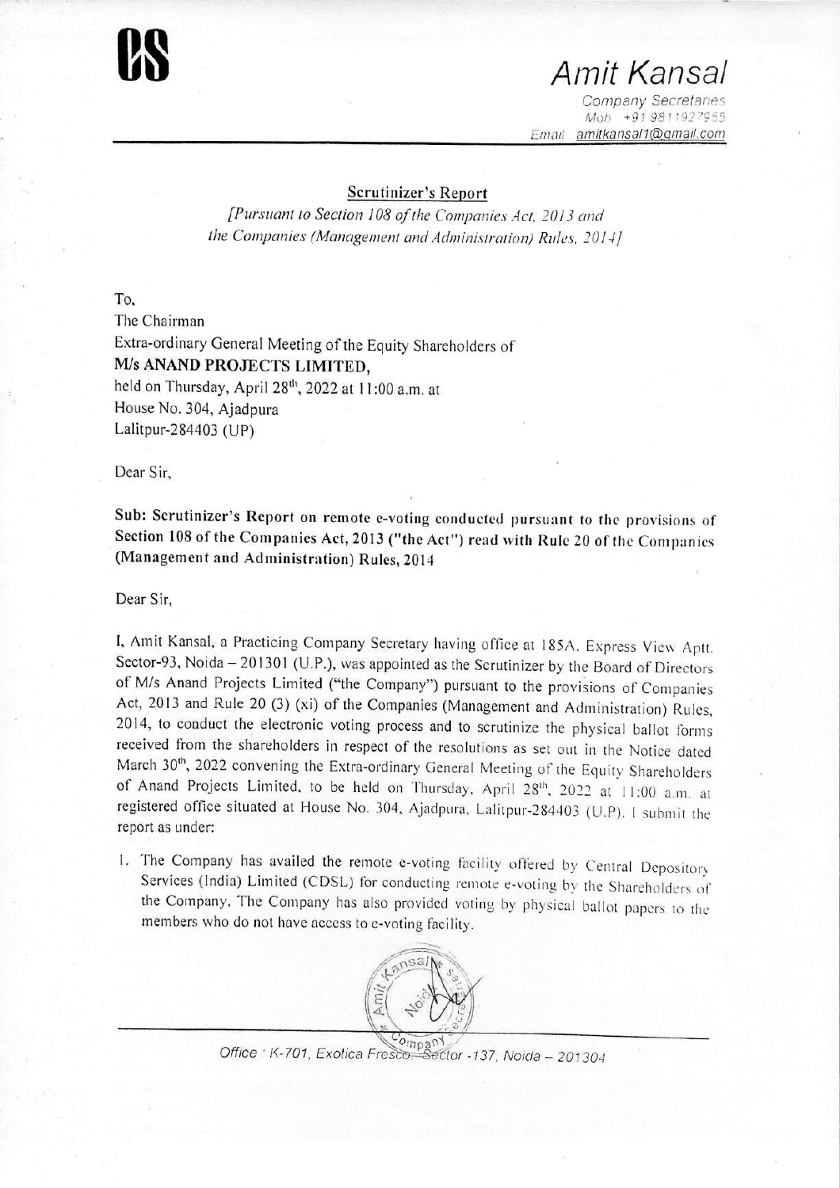# Amit Kansal

Company Secretaries
Mob: +91 9811927955
Email: amitkansal1@gmail.com

## Scrutinizer's Report

*[Pursuant to Section 108 of the Companies Act, 2013 and the Companies (Management and Administration) Rules, 2014]*

To,
The Chairman
Extra-ordinary General Meeting of the Equity Shareholders of
**M/s ANAND PROJECTS LIMITED,**
held on Thursday, April 28th, 2022 at 11:00 a.m. at
House No. 304, Ajadpura
Lalitpur-284403 (UP)

Dear Sir,

**Sub: Scrutinizer's Report on remote e-voting conducted pursuant to the provisions of Section 108 of the Companies Act, 2013 ("the Act") read with Rule 20 of the Companies (Management and Administration) Rules, 2014**

Dear Sir,

I, Amit Kansal, a Practicing Company Secretary having office at 185A, Express View Aptt. Sector-93, Noida – 201301 (U.P.), was appointed as the Scrutinizer by the Board of Directors of M/s Anand Projects Limited ("the Company") pursuant to the provisions of Companies Act, 2013 and Rule 20 (3) (xi) of the Companies (Management and Administration) Rules, 2014, to conduct the electronic voting process and to scrutinize the physical ballot forms received from the shareholders in respect of the resolutions as set out in the Notice dated March 30th, 2022 convening the Extra-ordinary General Meeting of the Equity Shareholders of Anand Projects Limited, to be held on Thursday, April 28th, 2022 at 11:00 a.m. at registered office situated at House No. 304, Ajadpura, Lalitpur-284403 (U.P). I submit the report as under:

1. The Company has availed the remote e-voting facility offered by Central Depository Services (India) Limited (CDSL) for conducting remote e-voting by the Shareholders of the Company. The Company has also provided voting by physical ballot papers to the members who do not have access to e-voting facility.

Office : K-701, Exotica Fresco, Sector -137, Noida – 201304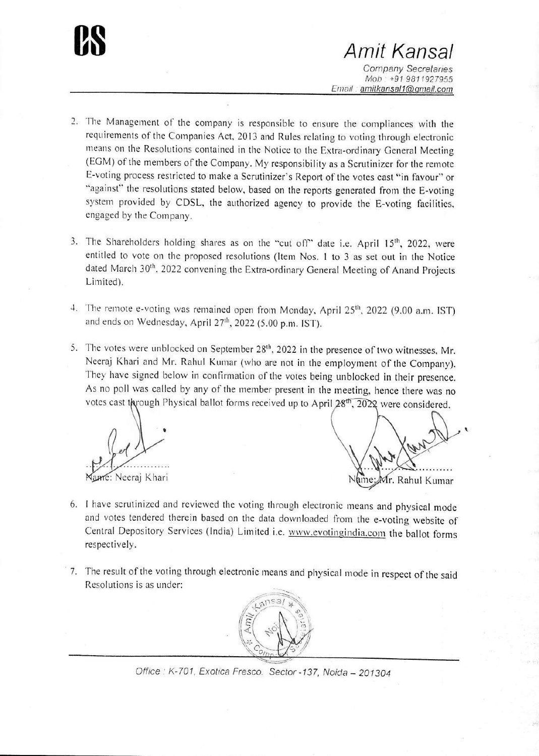2. The Management of the company is responsible to ensure the compliances with the requirements of the Companies Act, 2013 and Rules relating to voting through electronic means on the Resolutions contained in the Notice to the Extra-ordinary General Meeting (EGM) of the members of the Company. My responsibility as a Scrutinizer for the remote E-voting process restricted to make a Scrutinizer's Report of the votes cast "in favour" or "against" the resolutions stated below, based on the reports generated from the E-voting system provided by CDSL, the authorized agency to provide the E-voting facilities, engaged by the Company.

3. The Shareholders holding shares as on the "cut off" date i.e. April 15th, 2022, were entitled to vote on the proposed resolutions (Item Nos. 1 to 3 as set out in the Notice dated March 30th, 2022 convening the Extra-ordinary General Meeting of Anand Projects Limited).

4. The remote e-voting was remained open from Monday, April 25th, 2022 (9.00 a.m. IST) and ends on Wednesday, April 27th, 2022 (5.00 p.m. IST).

5. The votes were unblocked on September 28th, 2022 in the presence of two witnesses, Mr. Neeraj Khari and Mr. Rahul Kumar (who are not in the employment of the Company). They have signed below in confirmation of the votes being unblocked in their presence. As no poll was called by any of the member present in the meeting, hence there was no votes cast through Physical ballot forms received up to April 28th, 2022 were considered.

Name: Neeraj Khari

Name: Mr. Rahul Kumar

6. I have scrutinized and reviewed the voting through electronic means and physical mode and votes tendered therein based on the data downloaded from the e-voting website of Central Depository Services (India) Limited i.e. www.evotingindia.com the ballot forms respectively.

7. The result of the voting through electronic means and physical mode in respect of the said Resolutions is as under: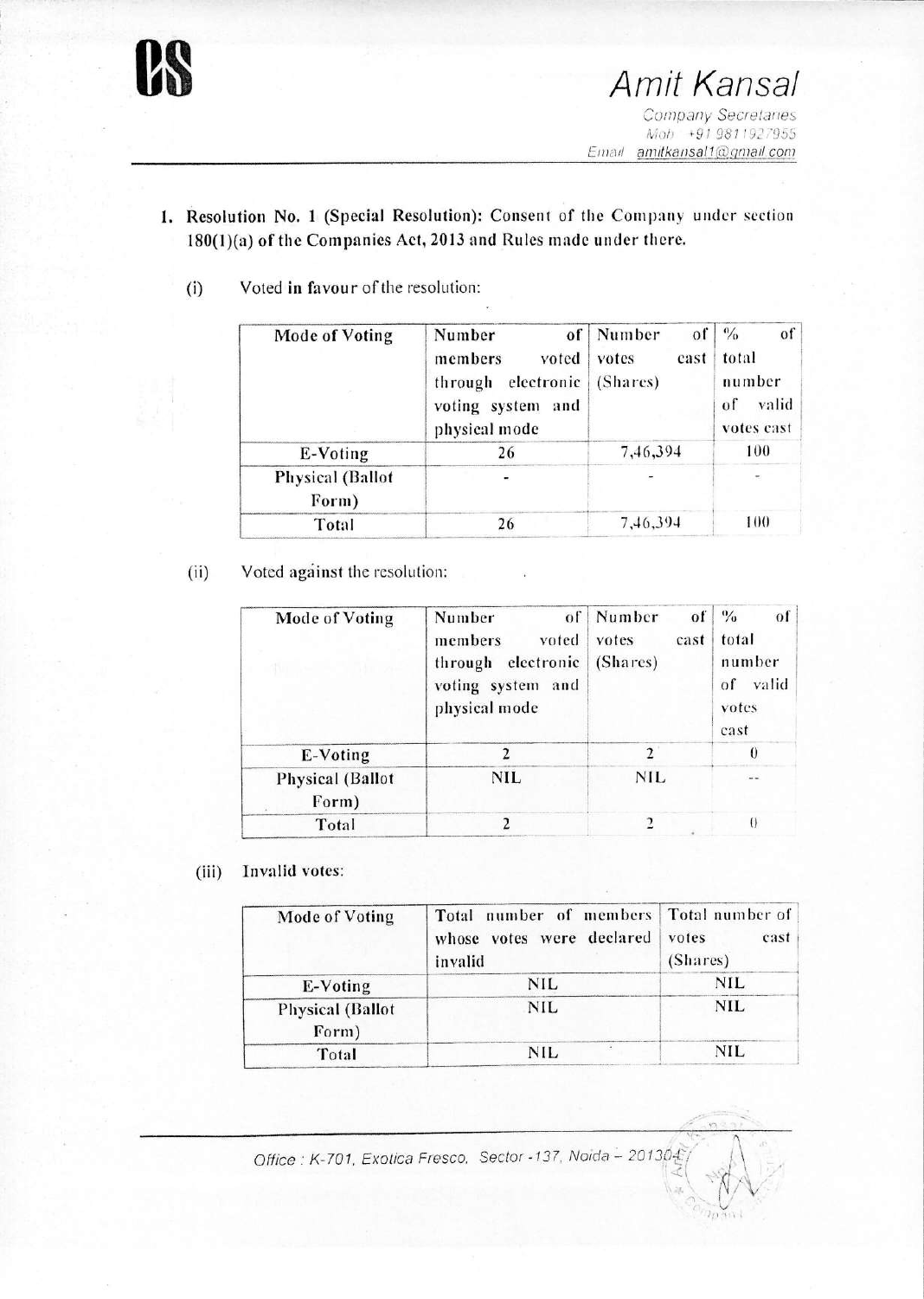1. **Resolution No. 1 (Special Resolution): Consent of the Company under section 180(1)(a) of the Companies Act, 2013 and Rules made under there.**

   (i) Voted **in favour** of the resolution:

| Mode of Voting | Number of members voted through electronic voting system and physical mode | Number of votes cast (Shares) | % of total number of valid votes cast |
|---|---|---|---|
| E-Voting | 26 | 7,46,394 | 100 |
| Physical (Ballot Form) | - | - | - |
| Total | 26 | 7,46,394 | 100 |

   (ii) Voted **against** the resolution:

| Mode of Voting | Number of members voted through electronic voting system and physical mode | Number of votes cast (Shares) | % of total number of valid votes cast |
|---|---|---|---|
| E-Voting | 2 | 2 | 0 |
| Physical (Ballot Form) | NIL | NIL | -- |
| Total | 2 | 2 | 0 |

   (iii) Invalid votes:

| Mode of Voting | Total number of members whose votes were declared invalid | Total number of votes cast (Shares) |
|---|---|---|
| E-Voting | NIL | NIL |
| Physical (Ballot Form) | NIL | NIL |
| Total | NIL | NIL |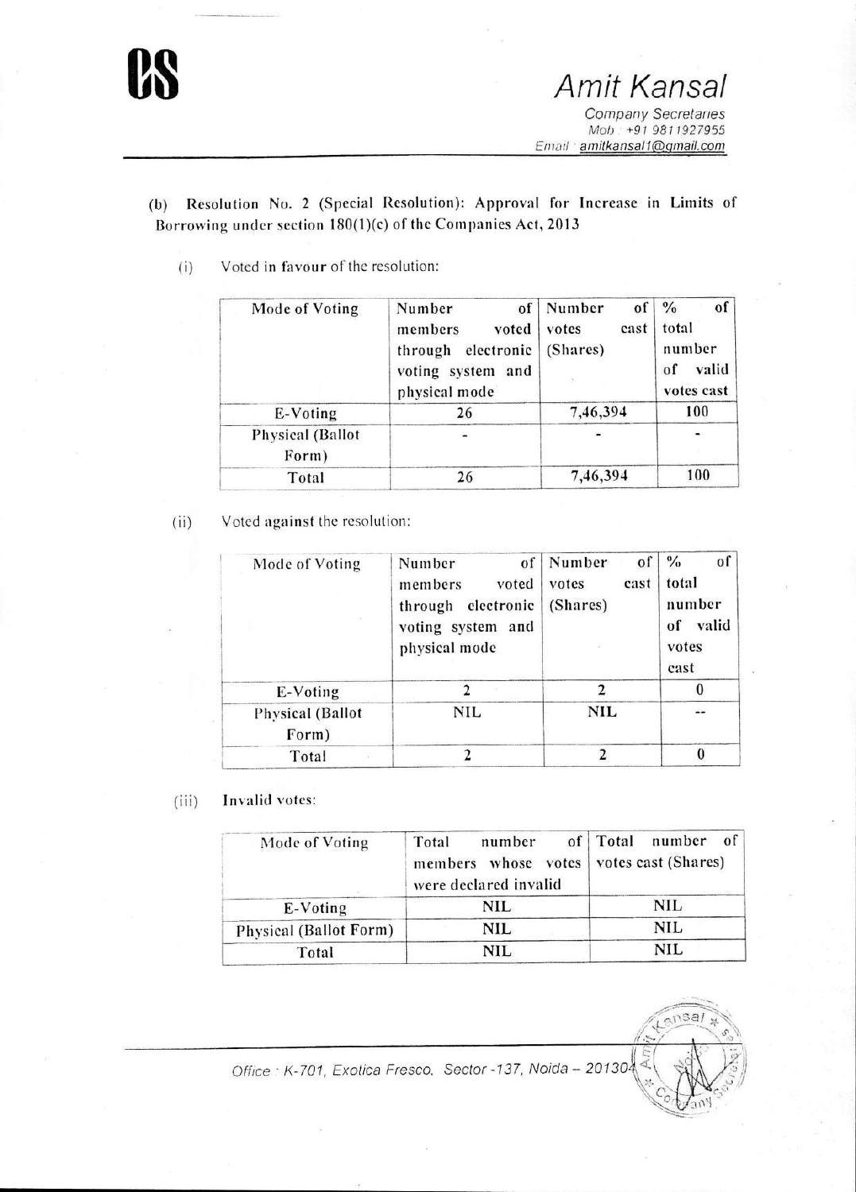**(b) Resolution No. 2 (Special Resolution): Approval for Increase in Limits of Borrowing under section 180(1)(c) of the Companies Act, 2013**

(i) Voted in favour of the resolution:

| Mode of Voting | Number of members voted through electronic voting system and physical mode | Number of votes cast (Shares) | % of total number of valid votes cast |
|---|---|---|---|
| E-Voting | 26 | 7,46,394 | 100 |
| Physical (Ballot Form) | - | - | - |
| Total | 26 | 7,46,394 | 100 |

(ii) Voted against the resolution:

| Mode of Voting | Number of members voted through electronic voting system and physical mode | Number of votes cast (Shares) | % of total number of valid votes cast |
|---|---|---|---|
| E-Voting | 2 | 2 | 0 |
| Physical (Ballot Form) | NIL | NIL | -- |
| Total | 2 | 2 | 0 |

(iii) Invalid votes:

| Mode of Voting | Total number of members whose votes were declared invalid | Total number of votes cast (Shares) |
|---|---|---|
| E-Voting | NIL | NIL |
| Physical (Ballot Form) | NIL | NIL |
| Total | NIL | NIL |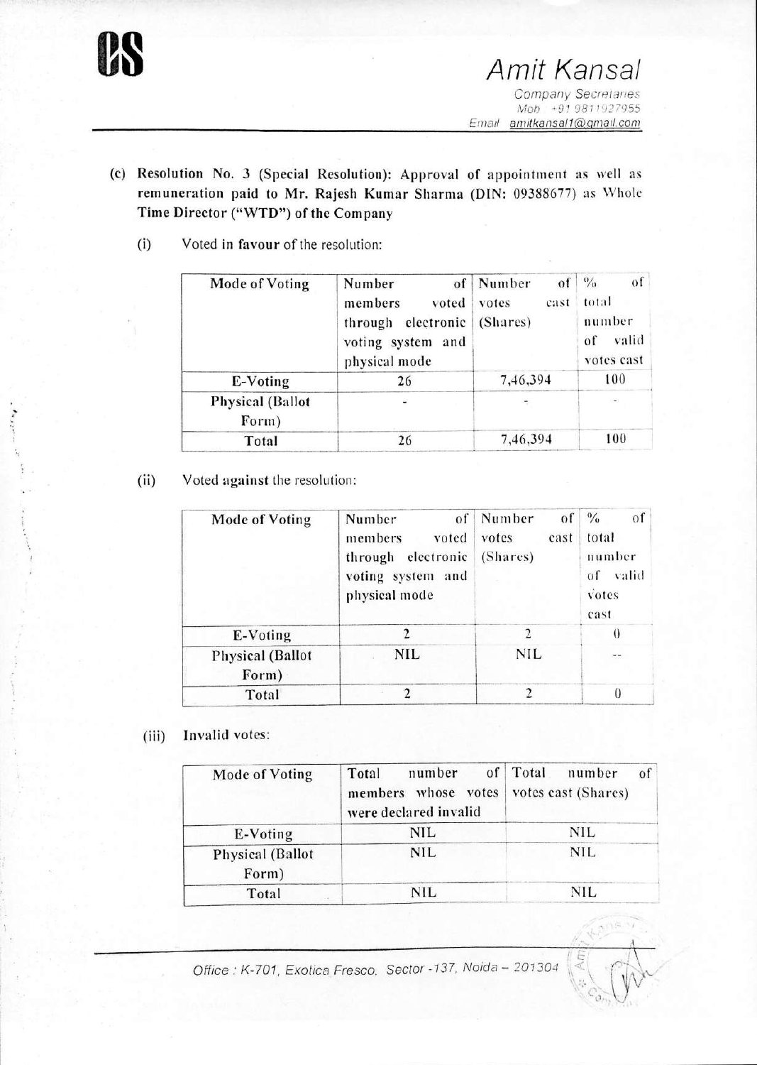(c) **Resolution No. 3 (Special Resolution): Approval of appointment as well as remuneration paid to Mr. Rajesh Kumar Sharma (DIN: 09388677) as Whole Time Director ("WTD") of the Company**

(i) Voted in **favour** of the resolution:

| Mode of Voting | Number of members voted through electronic voting system and physical mode | Number of votes cast (Shares) | % of total number of valid votes cast |
|---|---|---|---|
| E-Voting | 26 | 7,46,394 | 100 |
| Physical (Ballot Form) | - | - | - |
| Total | 26 | 7,46,394 | 100 |

(ii) Voted **against** the resolution:

| Mode of Voting | Number of members voted through electronic voting system and physical mode | Number of votes cast (Shares) | % of total number of valid votes cast |
|---|---|---|---|
| E-Voting | 2 | 2 | 0 |
| Physical (Ballot Form) | NIL | NIL | -- |
| Total | 2 | 2 | 0 |

(iii) Invalid votes:

| Mode of Voting | Total number of members whose votes were declared invalid | Total number of votes cast (Shares) |
|---|---|---|
| E-Voting | NIL | NIL |
| Physical (Ballot Form) | NIL | NIL |
| Total | NIL | NIL |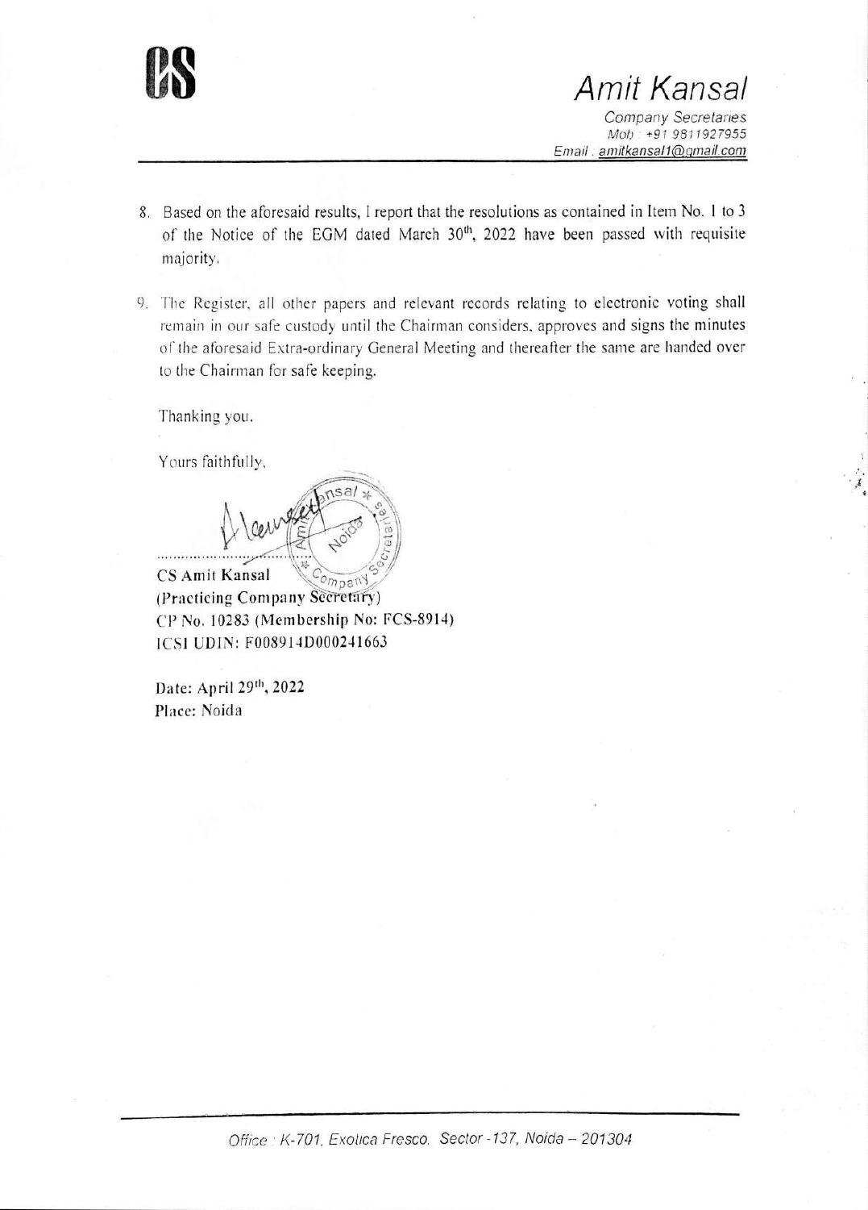8. Based on the aforesaid results, I report that the resolutions as contained in Item No. 1 to 3 of the Notice of the EGM dated March 30th, 2022 have been passed with requisite majority.

9. The Register, all other papers and relevant records relating to electronic voting shall remain in our safe custody until the Chairman considers, approves and signs the minutes of the aforesaid Extra-ordinary General Meeting and thereafter the same are handed over to the Chairman for safe keeping.

Thanking you.

Yours faithfully,

**CS Amit Kansal**
**(Practicing Company Secretary)**
**CP No. 10283 (Membership No: FCS-8914)**
**ICSI UDIN: F008914D000241663**

**Date: April 29th, 2022**
**Place: Noida**